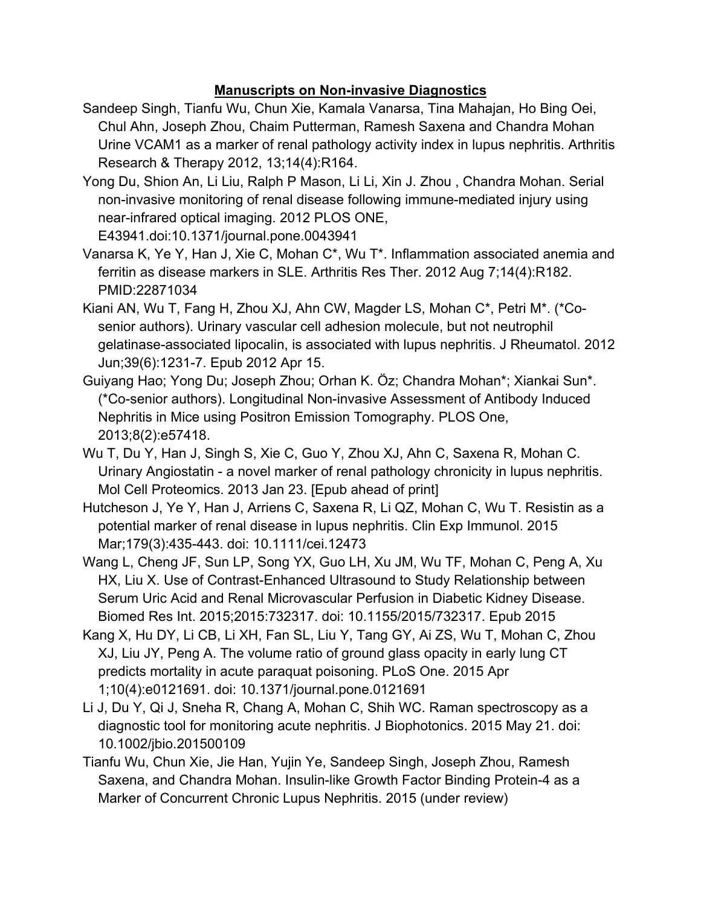**Manuscripts on Non-invasive Diagnostics**

Sandeep Singh, Tianfu Wu, Chun Xie, Kamala Vanarsa, Tina Mahajan, Ho Bing Oei, Chul Ahn, Joseph Zhou, Chaim Putterman, Ramesh Saxena and Chandra Mohan Urine VCAM1 as a marker of renal pathology activity index in lupus nephritis. Arthritis Research & Therapy 2012, 13;14(4):R164.

Yong Du, Shion An, Li Liu, Ralph P Mason, Li Li, Xin J. Zhou , Chandra Mohan. Serial non-invasive monitoring of renal disease following immune-mediated injury using near-infrared optical imaging. 2012 PLOS ONE, E43941.doi:10.1371/journal.pone.0043941

Vanarsa K, Ye Y, Han J, Xie C, Mohan C*, Wu T*. Inflammation associated anemia and ferritin as disease markers in SLE. Arthritis Res Ther. 2012 Aug 7;14(4):R182. PMID:22871034

Kiani AN, Wu T, Fang H, Zhou XJ, Ahn CW, Magder LS, Mohan C*, Petri M*. (*Co-senior authors). Urinary vascular cell adhesion molecule, but not neutrophil gelatinase-associated lipocalin, is associated with lupus nephritis. J Rheumatol. 2012 Jun;39(6):1231-7. Epub 2012 Apr 15.

Guiyang Hao; Yong Du; Joseph Zhou; Orhan K. Öz; Chandra Mohan*; Xiankai Sun*. (*Co-senior authors). Longitudinal Non-invasive Assessment of Antibody Induced Nephritis in Mice using Positron Emission Tomography. PLOS One, 2013;8(2):e57418.

Wu T, Du Y, Han J, Singh S, Xie C, Guo Y, Zhou XJ, Ahn C, Saxena R, Mohan C. Urinary Angiostatin - a novel marker of renal pathology chronicity in lupus nephritis. Mol Cell Proteomics. 2013 Jan 23. [Epub ahead of print]

Hutcheson J, Ye Y, Han J, Arriens C, Saxena R, Li QZ, Mohan C, Wu T. Resistin as a potential marker of renal disease in lupus nephritis. Clin Exp Immunol. 2015 Mar;179(3):435-443. doi: 10.1111/cei.12473

Wang L, Cheng JF, Sun LP, Song YX, Guo LH, Xu JM, Wu TF, Mohan C, Peng A, Xu HX, Liu X. Use of Contrast-Enhanced Ultrasound to Study Relationship between Serum Uric Acid and Renal Microvascular Perfusion in Diabetic Kidney Disease. Biomed Res Int. 2015;2015:732317. doi: 10.1155/2015/732317. Epub 2015

Kang X, Hu DY, Li CB, Li XH, Fan SL, Liu Y, Tang GY, Ai ZS, Wu T, Mohan C, Zhou XJ, Liu JY, Peng A. The volume ratio of ground glass opacity in early lung CT predicts mortality in acute paraquat poisoning. PLoS One. 2015 Apr 1;10(4):e0121691. doi: 10.1371/journal.pone.0121691

Li J, Du Y, Qi J, Sneha R, Chang A, Mohan C, Shih WC. Raman spectroscopy as a diagnostic tool for monitoring acute nephritis. J Biophotonics. 2015 May 21. doi: 10.1002/jbio.201500109

Tianfu Wu, Chun Xie, Jie Han, Yujin Ye, Sandeep Singh, Joseph Zhou, Ramesh Saxena, and Chandra Mohan. Insulin-like Growth Factor Binding Protein-4 as a Marker of Concurrent Chronic Lupus Nephritis. 2015 (under review)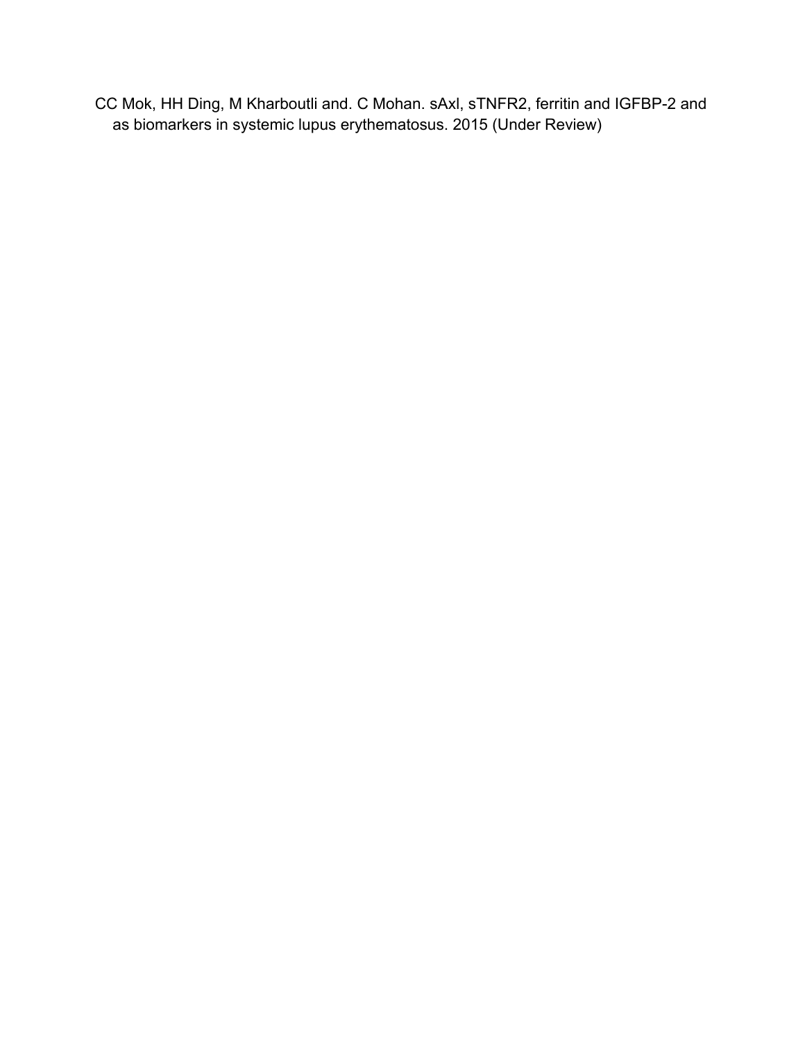CC Mok, HH Ding, M Kharboutli and. C Mohan. sAxl, sTNFR2, ferritin and IGFBP-2 and as biomarkers in systemic lupus erythematosus. 2015 (Under Review)